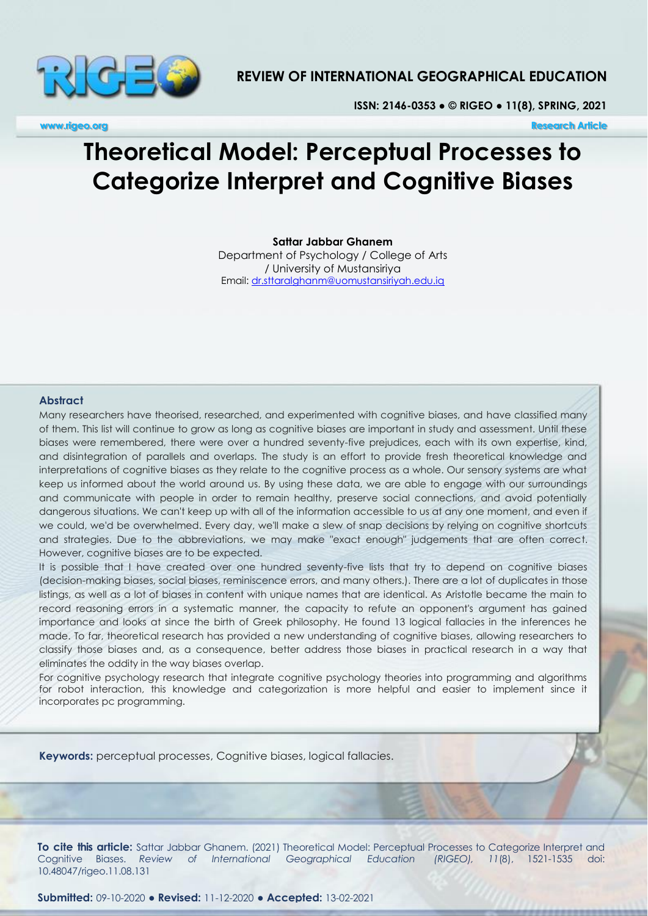# Theoretical Model: Perceptual Processes to Categorize Interpret and Cognitive Biases

**Sattar Jabbar Ghanem**
Department of Psychology / College of Arts / University of Mustansiriya
Email: dr.sttaralghanm@uomustansiriyah.edu.iq

### Abstract

Many researchers have theorised, researched, and experimented with cognitive biases, and have classified many of them. This list will continue to grow as long as cognitive biases are important in study and assessment. Until these biases were remembered, there were over a hundred seventy-five prejudices, each with its own expertise, kind, and disintegration of parallels and overlaps. The study is an effort to provide fresh theoretical knowledge and interpretations of cognitive biases as they relate to the cognitive process as a whole. Our sensory systems are what keep us informed about the world around us. By using these data, we are able to engage with our surroundings and communicate with people in order to remain healthy, preserve social connections, and avoid potentially dangerous situations. We can't keep up with all of the information accessible to us at any one moment, and even if we could, we'd be overwhelmed. Every day, we'll make a slew of snap decisions by relying on cognitive shortcuts and strategies. Due to the abbreviations, we may make "exact enough" judgements that are often correct. However, cognitive biases are to be expected.

It is possible that I have created over one hundred seventy-five lists that try to depend on cognitive biases (decision-making biases, social biases, reminiscence errors, and many others.). There are a lot of duplicates in those listings, as well as a lot of biases in content with unique names that are identical. As Aristotle became the main to record reasoning errors in a systematic manner, the capacity to refute an opponent's argument has gained importance and looks at since the birth of Greek philosophy. He found 13 logical fallacies in the inferences he made. To far, theoretical research has provided a new understanding of cognitive biases, allowing researchers to classify those biases and, as a consequence, better address those biases in practical research in a way that eliminates the oddity in the way biases overlap.

For cognitive psychology research that integrate cognitive psychology theories into programming and algorithms for robot interaction, this knowledge and categorization is more helpful and easier to implement since it incorporates pc programming.

**Keywords:** perceptual processes, Cognitive biases, logical fallacies.

**To cite this article:** Sattar Jabbar Ghanem. (2021) Theoretical Model: Perceptual Processes to Categorize Interpret and Cognitive Biases. *Review of International Geographical Education (RIGEO), 11*(8), 1521-1535 doi: 10.48047/rigeo.11.08.131

**Submitted:** 09-10-2020 ● **Revised:** 11-12-2020 ● **Accepted:** 13-02-2021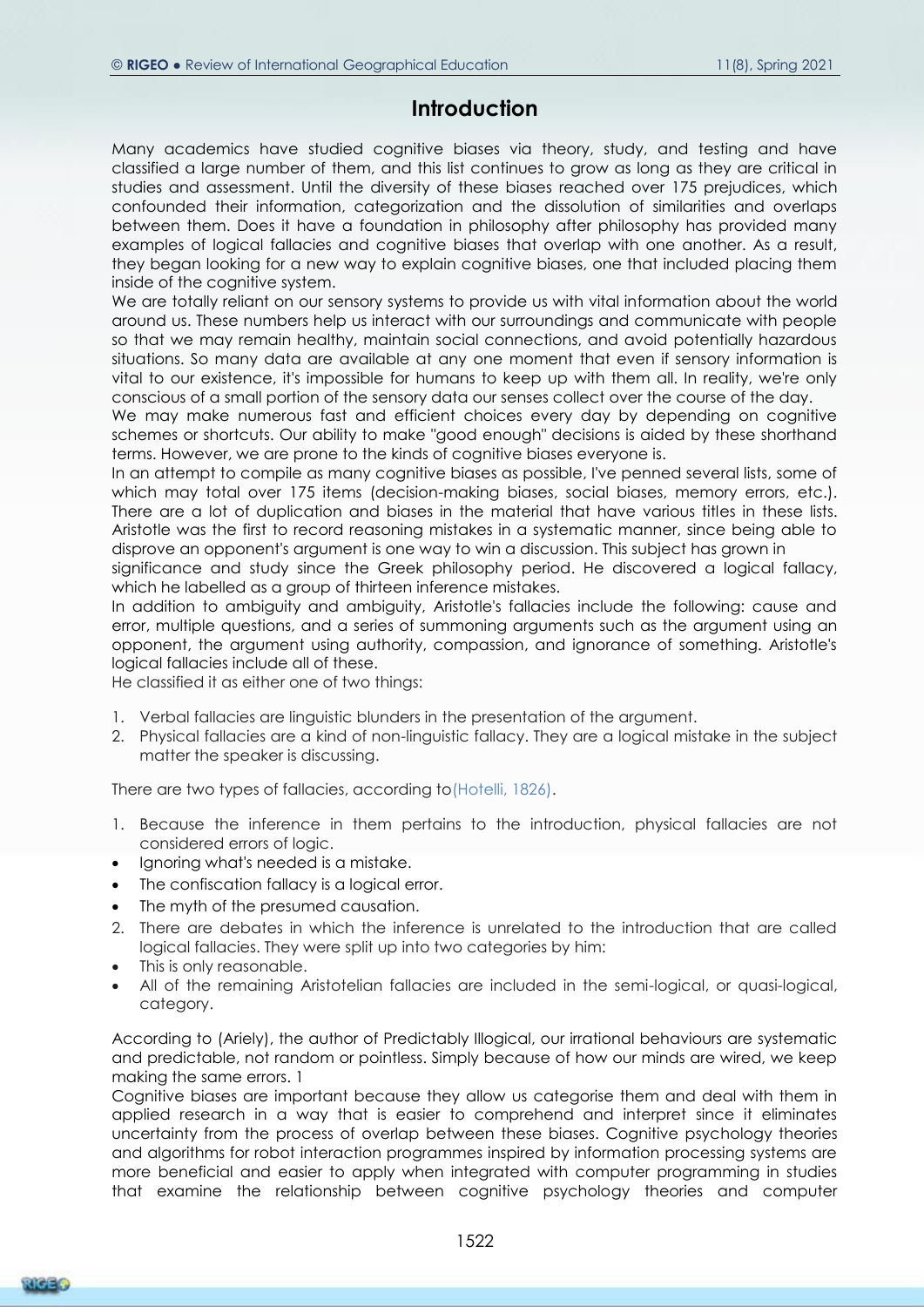# Introduction

Many academics have studied cognitive biases via theory, study, and testing and have classified a large number of them, and this list continues to grow as long as they are critical in studies and assessment. Until the diversity of these biases reached over 175 prejudices, which confounded their information, categorization and the dissolution of similarities and overlaps between them. Does it have a foundation in philosophy after philosophy has provided many examples of logical fallacies and cognitive biases that overlap with one another. As a result, they began looking for a new way to explain cognitive biases, one that included placing them inside of the cognitive system.

We are totally reliant on our sensory systems to provide us with vital information about the world around us. These numbers help us interact with our surroundings and communicate with people so that we may remain healthy, maintain social connections, and avoid potentially hazardous situations. So many data are available at any one moment that even if sensory information is vital to our existence, it's impossible for humans to keep up with them all. In reality, we're only conscious of a small portion of the sensory data our senses collect over the course of the day.

We may make numerous fast and efficient choices every day by depending on cognitive schemes or shortcuts. Our ability to make "good enough" decisions is aided by these shorthand terms. However, we are prone to the kinds of cognitive biases everyone is.

In an attempt to compile as many cognitive biases as possible, I've penned several lists, some of which may total over 175 items (decision-making biases, social biases, memory errors, etc.). There are a lot of duplication and biases in the material that have various titles in these lists. Aristotle was the first to record reasoning mistakes in a systematic manner, since being able to disprove an opponent's argument is one way to win a discussion. This subject has grown in significance and study since the Greek philosophy period. He discovered a logical fallacy, which he labelled as a group of thirteen inference mistakes.

In addition to ambiguity and ambiguity, Aristotle's fallacies include the following: cause and error, multiple questions, and a series of summoning arguments such as the argument using an opponent, the argument using authority, compassion, and ignorance of something. Aristotle's logical fallacies include all of these.

He classified it as either one of two things:

1. Verbal fallacies are linguistic blunders in the presentation of the argument.
2. Physical fallacies are a kind of non-linguistic fallacy. They are a logical mistake in the subject matter the speaker is discussing.

There are two types of fallacies, according to(Hotelli, 1826).

1. Because the inference in them pertains to the introduction, physical fallacies are not considered errors of logic.
   - Ignoring what's needed is a mistake.
   - The confiscation fallacy is a logical error.
   - The myth of the presumed causation.
2. There are debates in which the inference is unrelated to the introduction that are called logical fallacies. They were split up into two categories by him:
   - This is only reasonable.
   - All of the remaining Aristotelian fallacies are included in the semi-logical, or quasi-logical, category.

According to (Ariely), the author of Predictably Illogical, our irrational behaviours are systematic and predictable, not random or pointless. Simply because of how our minds are wired, we keep making the same errors. 1

Cognitive biases are important because they allow us categorise them and deal with them in applied research in a way that is easier to comprehend and interpret since it eliminates uncertainty from the process of overlap between these biases. Cognitive psychology theories and algorithms for robot interaction programmes inspired by information processing systems are more beneficial and easier to apply when integrated with computer programming in studies that examine the relationship between cognitive psychology theories and computer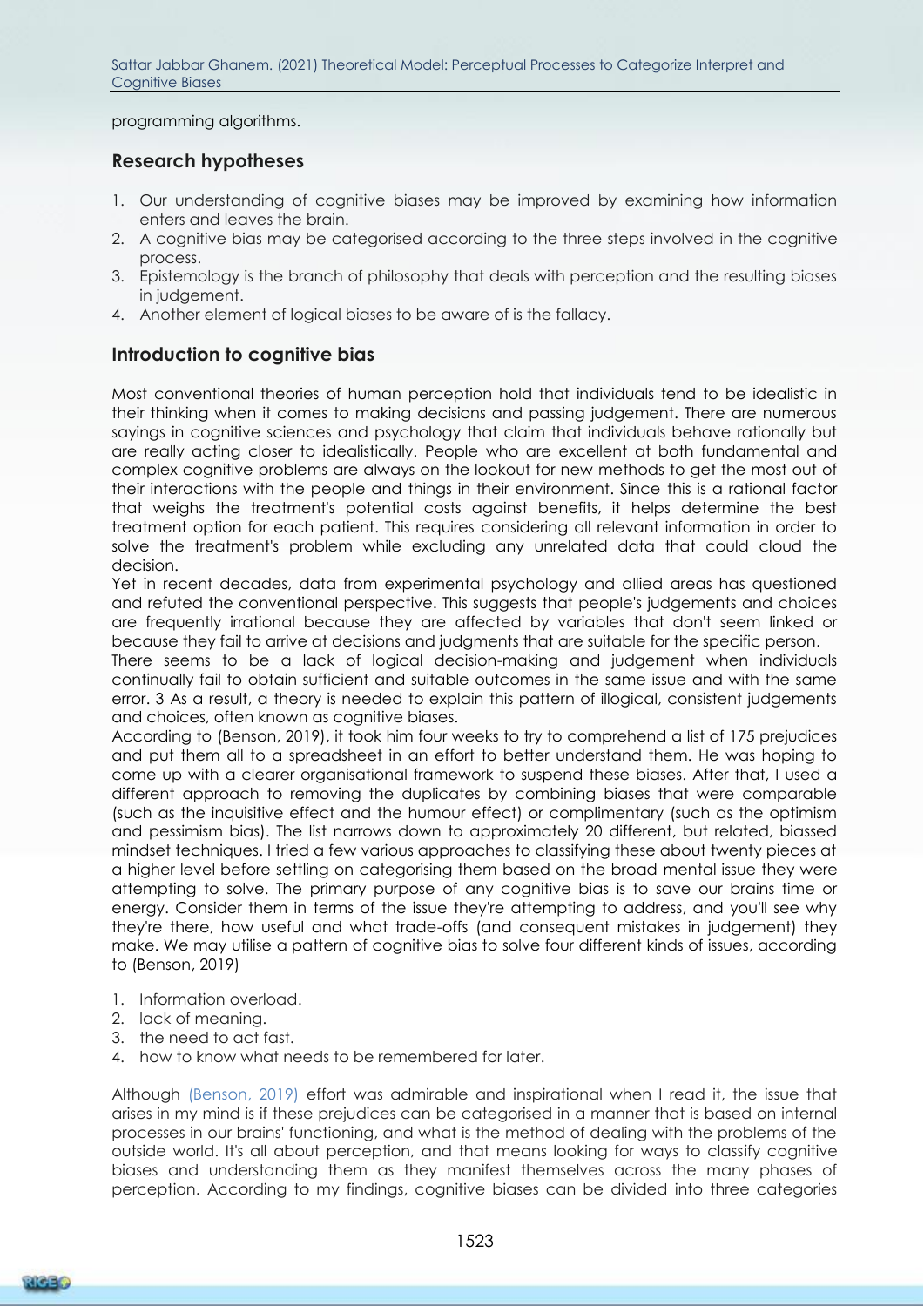programming algorithms.

## Research hypotheses

1. Our understanding of cognitive biases may be improved by examining how information enters and leaves the brain.
2. A cognitive bias may be categorised according to the three steps involved in the cognitive process.
3. Epistemology is the branch of philosophy that deals with perception and the resulting biases in judgement.
4. Another element of logical biases to be aware of is the fallacy.

## Introduction to cognitive bias

Most conventional theories of human perception hold that individuals tend to be idealistic in their thinking when it comes to making decisions and passing judgement. There are numerous sayings in cognitive sciences and psychology that claim that individuals behave rationally but are really acting closer to idealistically. People who are excellent at both fundamental and complex cognitive problems are always on the lookout for new methods to get the most out of their interactions with the people and things in their environment. Since this is a rational factor that weighs the treatment's potential costs against benefits, it helps determine the best treatment option for each patient. This requires considering all relevant information in order to solve the treatment's problem while excluding any unrelated data that could cloud the decision.

Yet in recent decades, data from experimental psychology and allied areas has questioned and refuted the conventional perspective. This suggests that people's judgements and choices are frequently irrational because they are affected by variables that don't seem linked or because they fail to arrive at decisions and judgments that are suitable for the specific person.

There seems to be a lack of logical decision-making and judgement when individuals continually fail to obtain sufficient and suitable outcomes in the same issue and with the same error. 3 As a result, a theory is needed to explain this pattern of illogical, consistent judgements and choices, often known as cognitive biases.

According to (Benson, 2019), it took him four weeks to try to comprehend a list of 175 prejudices and put them all to a spreadsheet in an effort to better understand them. He was hoping to come up with a clearer organisational framework to suspend these biases. After that, I used a different approach to removing the duplicates by combining biases that were comparable (such as the inquisitive effect and the humour effect) or complimentary (such as the optimism and pessimism bias). The list narrows down to approximately 20 different, but related, biassed mindset techniques. I tried a few various approaches to classifying these about twenty pieces at a higher level before settling on categorising them based on the broad mental issue they were attempting to solve. The primary purpose of any cognitive bias is to save our brains time or energy. Consider them in terms of the issue they're attempting to address, and you'll see why they're there, how useful and what trade-offs (and consequent mistakes in judgement) they make. We may utilise a pattern of cognitive bias to solve four different kinds of issues, according to (Benson, 2019)

1. Information overload.
2. lack of meaning.
3. the need to act fast.
4. how to know what needs to be remembered for later.

Although (Benson, 2019) effort was admirable and inspirational when I read it, the issue that arises in my mind is if these prejudices can be categorised in a manner that is based on internal processes in our brains' functioning, and what is the method of dealing with the problems of the outside world. It's all about perception, and that means looking for ways to classify cognitive biases and understanding them as they manifest themselves across the many phases of perception. According to my findings, cognitive biases can be divided into three categories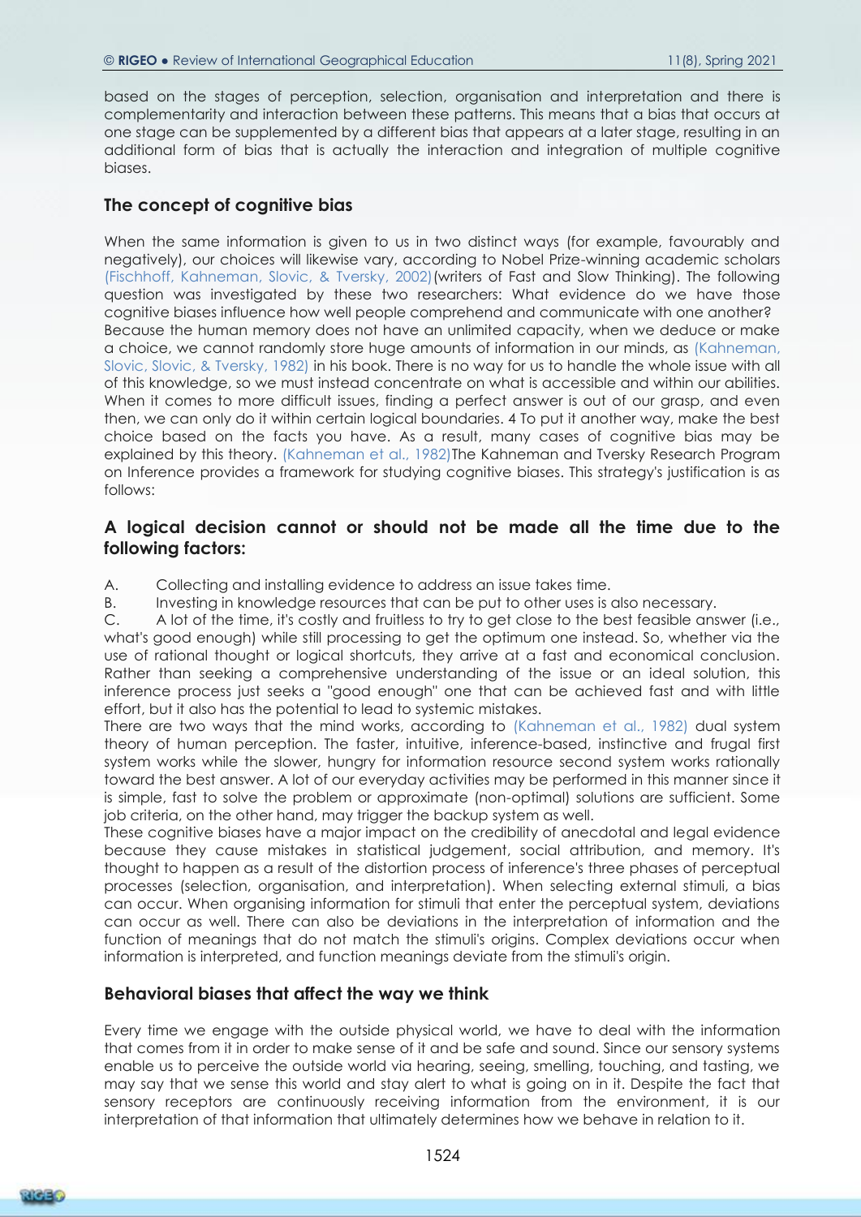based on the stages of perception, selection, organisation and interpretation and there is complementarity and interaction between these patterns. This means that a bias that occurs at one stage can be supplemented by a different bias that appears at a later stage, resulting in an additional form of bias that is actually the interaction and integration of multiple cognitive biases.

## The concept of cognitive bias

When the same information is given to us in two distinct ways (for example, favourably and negatively), our choices will likewise vary, according to Nobel Prize-winning academic scholars (Fischhoff, Kahneman, Slovic, & Tversky, 2002)(writers of Fast and Slow Thinking). The following question was investigated by these two researchers: What evidence do we have those cognitive biases influence how well people comprehend and communicate with one another?
Because the human memory does not have an unlimited capacity, when we deduce or make a choice, we cannot randomly store huge amounts of information in our minds, as (Kahneman, Slovic, Slovic, & Tversky, 1982) in his book. There is no way for us to handle the whole issue with all of this knowledge, so we must instead concentrate on what is accessible and within our abilities. When it comes to more difficult issues, finding a perfect answer is out of our grasp, and even then, we can only do it within certain logical boundaries. 4 To put it another way, make the best choice based on the facts you have. As a result, many cases of cognitive bias may be explained by this theory. (Kahneman et al., 1982)The Kahneman and Tversky Research Program on Inference provides a framework for studying cognitive biases. This strategy's justification is as follows:

## A logical decision cannot or should not be made all the time due to the following factors:

A. Collecting and installing evidence to address an issue takes time.
B. Investing in knowledge resources that can be put to other uses is also necessary.
C. A lot of the time, it's costly and fruitless to try to get close to the best feasible answer (i.e., what's good enough) while still processing to get the optimum one instead. So, whether via the use of rational thought or logical shortcuts, they arrive at a fast and economical conclusion. Rather than seeking a comprehensive understanding of the issue or an ideal solution, this inference process just seeks a "good enough" one that can be achieved fast and with little effort, but it also has the potential to lead to systemic mistakes.

There are two ways that the mind works, according to (Kahneman et al., 1982) dual system theory of human perception. The faster, intuitive, inference-based, instinctive and frugal first system works while the slower, hungry for information resource second system works rationally toward the best answer. A lot of our everyday activities may be performed in this manner since it is simple, fast to solve the problem or approximate (non-optimal) solutions are sufficient. Some job criteria, on the other hand, may trigger the backup system as well.
These cognitive biases have a major impact on the credibility of anecdotal and legal evidence because they cause mistakes in statistical judgement, social attribution, and memory. It's thought to happen as a result of the distortion process of inference's three phases of perceptual processes (selection, organisation, and interpretation). When selecting external stimuli, a bias can occur. When organising information for stimuli that enter the perceptual system, deviations can occur as well. There can also be deviations in the interpretation of information and the function of meanings that do not match the stimuli's origins. Complex deviations occur when information is interpreted, and function meanings deviate from the stimuli's origin.

## Behavioral biases that affect the way we think

Every time we engage with the outside physical world, we have to deal with the information that comes from it in order to make sense of it and be safe and sound. Since our sensory systems enable us to perceive the outside world via hearing, seeing, smelling, touching, and tasting, we may say that we sense this world and stay alert to what is going on in it. Despite the fact that sensory receptors are continuously receiving information from the environment, it is our interpretation of that information that ultimately determines how we behave in relation to it.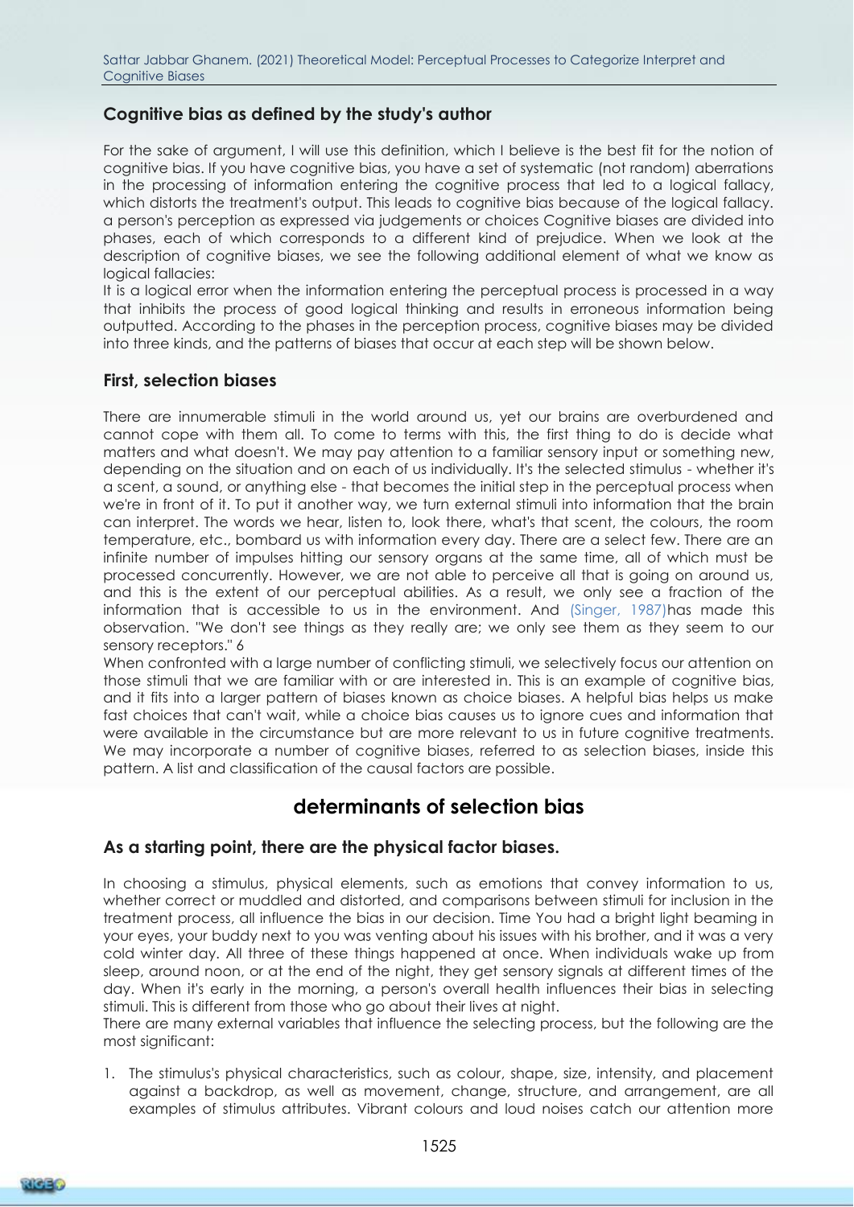## Cognitive bias as defined by the study's author

For the sake of argument, I will use this definition, which I believe is the best fit for the notion of cognitive bias. If you have cognitive bias, you have a set of systematic (not random) aberrations in the processing of information entering the cognitive process that led to a logical fallacy, which distorts the treatment's output. This leads to cognitive bias because of the logical fallacy. a person's perception as expressed via judgements or choices Cognitive biases are divided into phases, each of which corresponds to a different kind of prejudice. When we look at the description of cognitive biases, we see the following additional element of what we know as logical fallacies:

It is a logical error when the information entering the perceptual process is processed in a way that inhibits the process of good logical thinking and results in erroneous information being outputted. According to the phases in the perception process, cognitive biases may be divided into three kinds, and the patterns of biases that occur at each step will be shown below.

## First, selection biases

There are innumerable stimuli in the world around us, yet our brains are overburdened and cannot cope with them all. To come to terms with this, the first thing to do is decide what matters and what doesn't. We may pay attention to a familiar sensory input or something new, depending on the situation and on each of us individually. It's the selected stimulus - whether it's a scent, a sound, or anything else - that becomes the initial step in the perceptual process when we're in front of it. To put it another way, we turn external stimuli into information that the brain can interpret. The words we hear, listen to, look there, what's that scent, the colours, the room temperature, etc., bombard us with information every day. There are a select few. There are an infinite number of impulses hitting our sensory organs at the same time, all of which must be processed concurrently. However, we are not able to perceive all that is going on around us, and this is the extent of our perceptual abilities. As a result, we only see a fraction of the information that is accessible to us in the environment. And (Singer, 1987)has made this observation. "We don't see things as they really are; we only see them as they seem to our sensory receptors." 6

When confronted with a large number of conflicting stimuli, we selectively focus our attention on those stimuli that we are familiar with or are interested in. This is an example of cognitive bias, and it fits into a larger pattern of biases known as choice biases. A helpful bias helps us make fast choices that can't wait, while a choice bias causes us to ignore cues and information that were available in the circumstance but are more relevant to us in future cognitive treatments. We may incorporate a number of cognitive biases, referred to as selection biases, inside this pattern. A list and classification of the causal factors are possible.

# determinants of selection bias

## As a starting point, there are the physical factor biases.

In choosing a stimulus, physical elements, such as emotions that convey information to us, whether correct or muddled and distorted, and comparisons between stimuli for inclusion in the treatment process, all influence the bias in our decision. Time You had a bright light beaming in your eyes, your buddy next to you was venting about his issues with his brother, and it was a very cold winter day. All three of these things happened at once. When individuals wake up from sleep, around noon, or at the end of the night, they get sensory signals at different times of the day. When it's early in the morning, a person's overall health influences their bias in selecting stimuli. This is different from those who go about their lives at night.

There are many external variables that influence the selecting process, but the following are the most significant:

1. The stimulus's physical characteristics, such as colour, shape, size, intensity, and placement against a backdrop, as well as movement, change, structure, and arrangement, are all examples of stimulus attributes. Vibrant colours and loud noises catch our attention more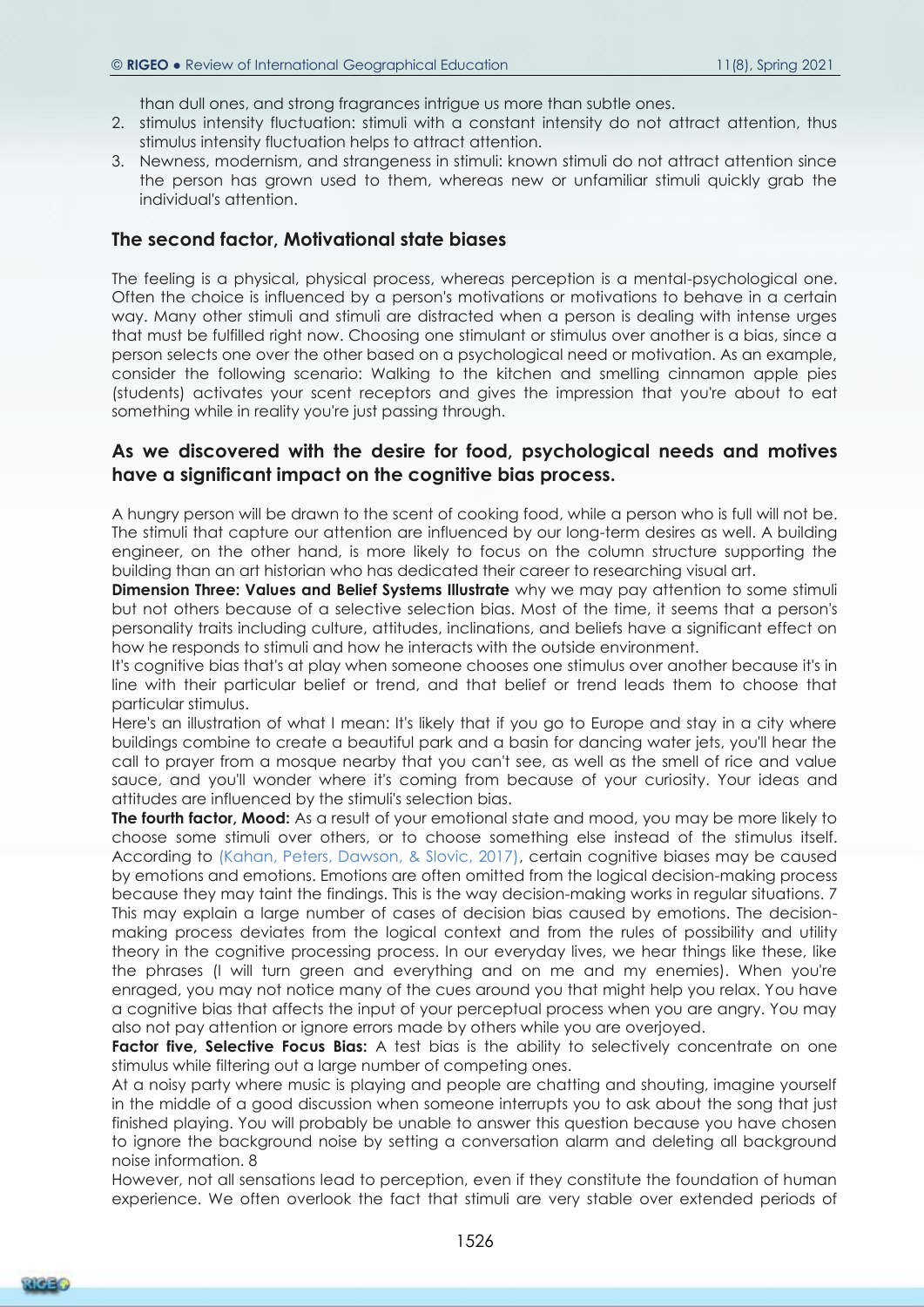than dull ones, and strong fragrances intrigue us more than subtle ones.

2. stimulus intensity fluctuation: stimuli with a constant intensity do not attract attention, thus stimulus intensity fluctuation helps to attract attention.
3. Newness, modernism, and strangeness in stimuli: known stimuli do not attract attention since the person has grown used to them, whereas new or unfamiliar stimuli quickly grab the individual's attention.

## The second factor, Motivational state biases

The feeling is a physical, physical process, whereas perception is a mental-psychological one. Often the choice is influenced by a person's motivations or motivations to behave in a certain way. Many other stimuli and stimuli are distracted when a person is dealing with intense urges that must be fulfilled right now. Choosing one stimulant or stimulus over another is a bias, since a person selects one over the other based on a psychological need or motivation. As an example, consider the following scenario: Walking to the kitchen and smelling cinnamon apple pies (students) activates your scent receptors and gives the impression that you're about to eat something while in reality you're just passing through.

## As we discovered with the desire for food, psychological needs and motives have a significant impact on the cognitive bias process.

A hungry person will be drawn to the scent of cooking food, while a person who is full will not be. The stimuli that capture our attention are influenced by our long-term desires as well. A building engineer, on the other hand, is more likely to focus on the column structure supporting the building than an art historian who has dedicated their career to researching visual art.

**Dimension Three: Values and Belief Systems Illustrate** why we may pay attention to some stimuli but not others because of a selective selection bias. Most of the time, it seems that a person's personality traits including culture, attitudes, inclinations, and beliefs have a significant effect on how he responds to stimuli and how he interacts with the outside environment.

It's cognitive bias that's at play when someone chooses one stimulus over another because it's in line with their particular belief or trend, and that belief or trend leads them to choose that particular stimulus.

Here's an illustration of what I mean: It's likely that if you go to Europe and stay in a city where buildings combine to create a beautiful park and a basin for dancing water jets, you'll hear the call to prayer from a mosque nearby that you can't see, as well as the smell of rice and value sauce, and you'll wonder where it's coming from because of your curiosity. Your ideas and attitudes are influenced by the stimuli's selection bias.

**The fourth factor, Mood:** As a result of your emotional state and mood, you may be more likely to choose some stimuli over others, or to choose something else instead of the stimulus itself. According to (Kahan, Peters, Dawson, & Slovic, 2017), certain cognitive biases may be caused by emotions and emotions. Emotions are often omitted from the logical decision-making process because they may taint the findings. This is the way decision-making works in regular situations. 7 This may explain a large number of cases of decision bias caused by emotions. The decision-making process deviates from the logical context and from the rules of possibility and utility theory in the cognitive processing process. In our everyday lives, we hear things like these, like the phrases (I will turn green and everything and on me and my enemies). When you're enraged, you may not notice many of the cues around you that might help you relax. You have a cognitive bias that affects the input of your perceptual process when you are angry. You may also not pay attention or ignore errors made by others while you are overjoyed.

**Factor five, Selective Focus Bias:** A test bias is the ability to selectively concentrate on one stimulus while filtering out a large number of competing ones.

At a noisy party where music is playing and people are chatting and shouting, imagine yourself in the middle of a good discussion when someone interrupts you to ask about the song that just finished playing. You will probably be unable to answer this question because you have chosen to ignore the background noise by setting a conversation alarm and deleting all background noise information. 8

However, not all sensations lead to perception, even if they constitute the foundation of human experience. We often overlook the fact that stimuli are very stable over extended periods of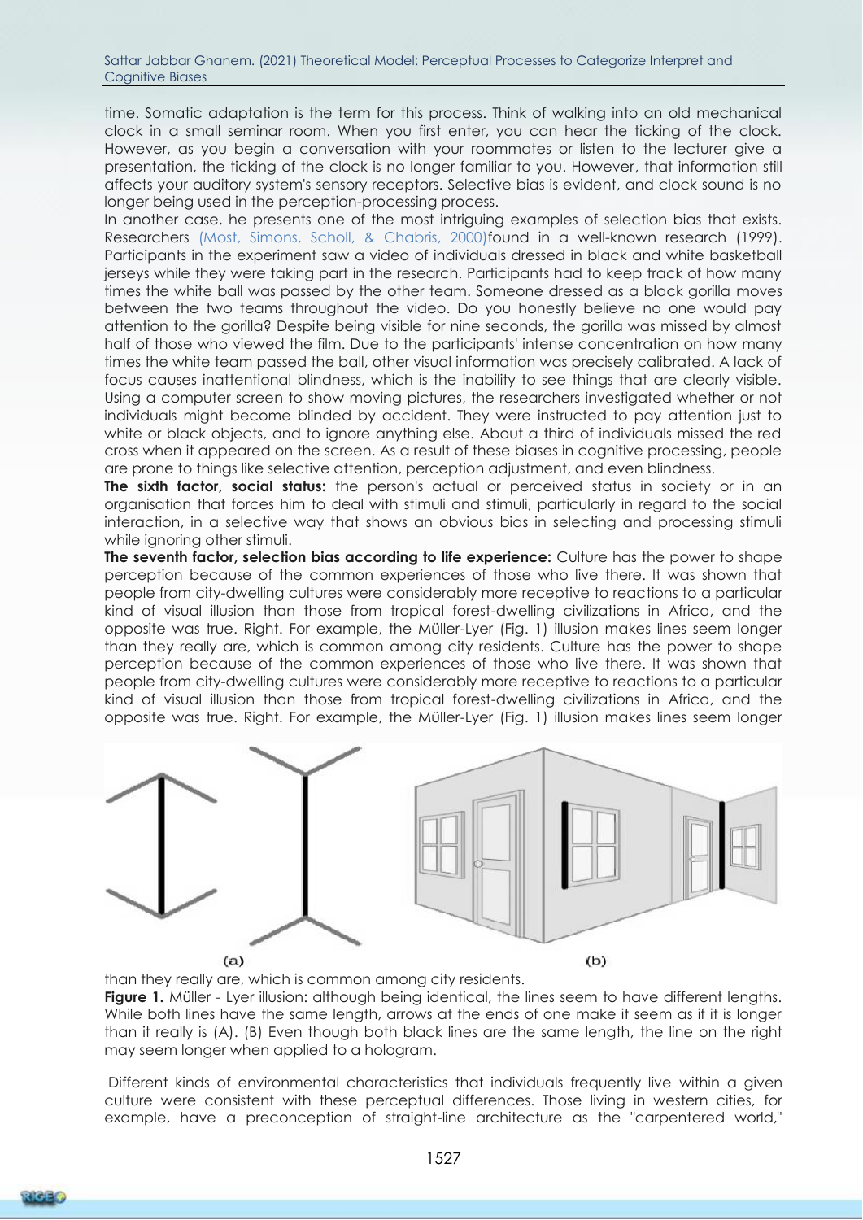time. Somatic adaptation is the term for this process. Think of walking into an old mechanical clock in a small seminar room. When you first enter, you can hear the ticking of the clock. However, as you begin a conversation with your roommates or listen to the lecturer give a presentation, the ticking of the clock is no longer familiar to you. However, that information still affects your auditory system's sensory receptors. Selective bias is evident, and clock sound is no longer being used in the perception-processing process.

In another case, he presents one of the most intriguing examples of selection bias that exists. Researchers (Most, Simons, Scholl, & Chabris, 2000)found in a well-known research (1999). Participants in the experiment saw a video of individuals dressed in black and white basketball jerseys while they were taking part in the research. Participants had to keep track of how many times the white ball was passed by the other team. Someone dressed as a black gorilla moves between the two teams throughout the video. Do you honestly believe no one would pay attention to the gorilla? Despite being visible for nine seconds, the gorilla was missed by almost half of those who viewed the film. Due to the participants' intense concentration on how many times the white team passed the ball, other visual information was precisely calibrated. A lack of focus causes inattentional blindness, which is the inability to see things that are clearly visible. Using a computer screen to show moving pictures, the researchers investigated whether or not individuals might become blinded by accident. They were instructed to pay attention just to white or black objects, and to ignore anything else. About a third of individuals missed the red cross when it appeared on the screen. As a result of these biases in cognitive processing, people are prone to things like selective attention, perception adjustment, and even blindness.

**The sixth factor, social status:** the person's actual or perceived status in society or in an organisation that forces him to deal with stimuli and stimuli, particularly in regard to the social interaction, in a selective way that shows an obvious bias in selecting and processing stimuli while ignoring other stimuli.

**The seventh factor, selection bias according to life experience:** Culture has the power to shape perception because of the common experiences of those who live there. It was shown that people from city-dwelling cultures were considerably more receptive to reactions to a particular kind of visual illusion than those from tropical forest-dwelling civilizations in Africa, and the opposite was true. Right. For example, the Müller-Lyer (Fig. 1) illusion makes lines seem longer than they really are, which is common among city residents. Culture has the power to shape perception because of the common experiences of those who live there. It was shown that people from city-dwelling cultures were considerably more receptive to reactions to a particular kind of visual illusion than those from tropical forest-dwelling civilizations in Africa, and the opposite was true. Right. For example, the Müller-Lyer (Fig. 1) illusion makes lines seem longer than they really are, which is common among city residents.

(a) (b)

**Figure 1.** Müller - Lyer illusion: although being identical, the lines seem to have different lengths. While both lines have the same length, arrows at the ends of one make it seem as if it is longer than it really is (A). (B) Even though both black lines are the same length, the line on the right may seem longer when applied to a hologram.

Different kinds of environmental characteristics that individuals frequently live within a given culture were consistent with these perceptual differences. Those living in western cities, for example, have a preconception of straight-line architecture as the "carpentered world,"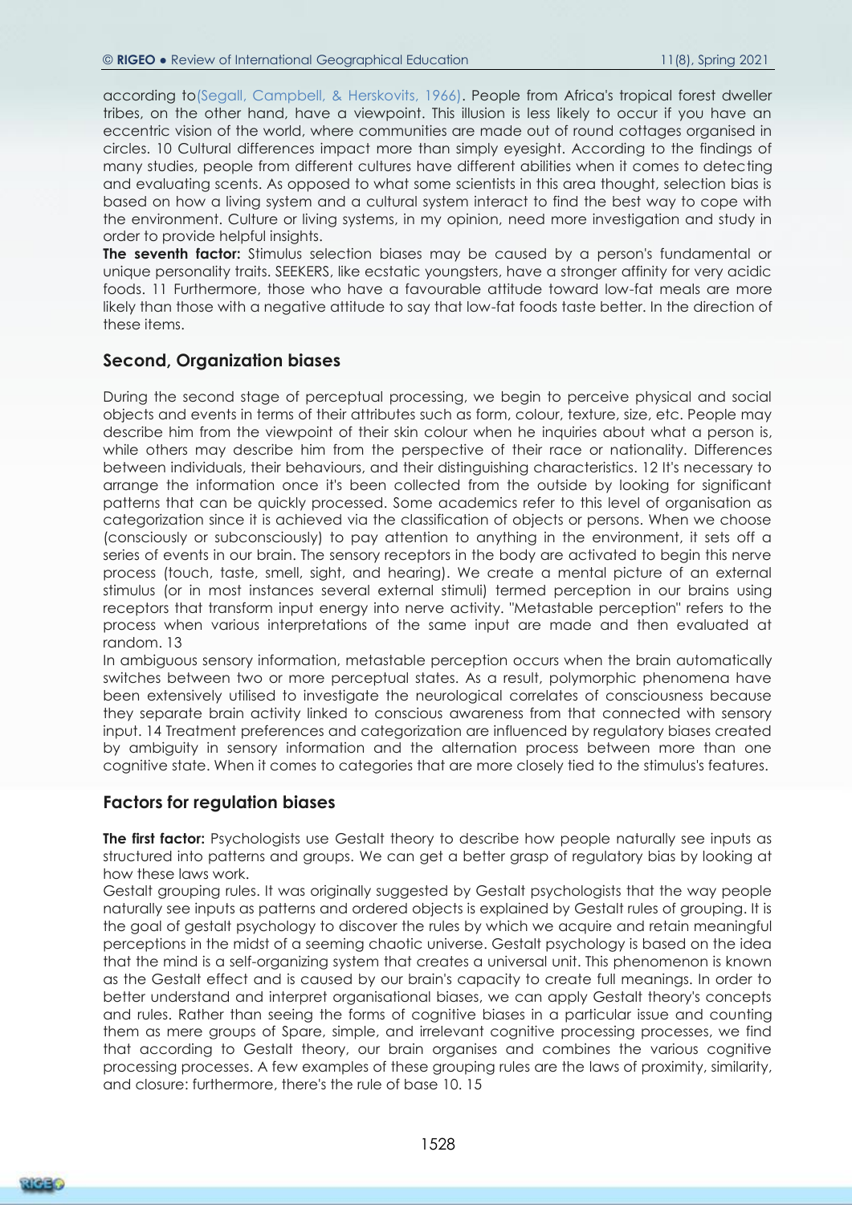according to(Segall, Campbell, & Herskovits, 1966). People from Africa's tropical forest dweller tribes, on the other hand, have a viewpoint. This illusion is less likely to occur if you have an eccentric vision of the world, where communities are made out of round cottages organised in circles. 10 Cultural differences impact more than simply eyesight. According to the findings of many studies, people from different cultures have different abilities when it comes to detecting and evaluating scents. As opposed to what some scientists in this area thought, selection bias is based on how a living system and a cultural system interact to find the best way to cope with the environment. Culture or living systems, in my opinion, need more investigation and study in order to provide helpful insights.

**The seventh factor:** Stimulus selection biases may be caused by a person's fundamental or unique personality traits. SEEKERS, like ecstatic youngsters, have a stronger affinity for very acidic foods. 11 Furthermore, those who have a favourable attitude toward low-fat meals are more likely than those with a negative attitude to say that low-fat foods taste better. In the direction of these items.

## Second, Organization biases

During the second stage of perceptual processing, we begin to perceive physical and social objects and events in terms of their attributes such as form, colour, texture, size, etc. People may describe him from the viewpoint of their skin colour when he inquiries about what a person is, while others may describe him from the perspective of their race or nationality. Differences between individuals, their behaviours, and their distinguishing characteristics. 12 It's necessary to arrange the information once it's been collected from the outside by looking for significant patterns that can be quickly processed. Some academics refer to this level of organisation as categorization since it is achieved via the classification of objects or persons. When we choose (consciously or subconsciously) to pay attention to anything in the environment, it sets off a series of events in our brain. The sensory receptors in the body are activated to begin this nerve process (touch, taste, smell, sight, and hearing). We create a mental picture of an external stimulus (or in most instances several external stimuli) termed perception in our brains using receptors that transform input energy into nerve activity. "Metastable perception" refers to the process when various interpretations of the same input are made and then evaluated at random. 13

In ambiguous sensory information, metastable perception occurs when the brain automatically switches between two or more perceptual states. As a result, polymorphic phenomena have been extensively utilised to investigate the neurological correlates of consciousness because they separate brain activity linked to conscious awareness from that connected with sensory input. 14 Treatment preferences and categorization are influenced by regulatory biases created by ambiguity in sensory information and the alternation process between more than one cognitive state. When it comes to categories that are more closely tied to the stimulus's features.

## Factors for regulation biases

**The first factor:** Psychologists use Gestalt theory to describe how people naturally see inputs as structured into patterns and groups. We can get a better grasp of regulatory bias by looking at how these laws work.

Gestalt grouping rules. It was originally suggested by Gestalt psychologists that the way people naturally see inputs as patterns and ordered objects is explained by Gestalt rules of grouping. It is the goal of gestalt psychology to discover the rules by which we acquire and retain meaningful perceptions in the midst of a seeming chaotic universe. Gestalt psychology is based on the idea that the mind is a self-organizing system that creates a universal unit. This phenomenon is known as the Gestalt effect and is caused by our brain's capacity to create full meanings. In order to better understand and interpret organisational biases, we can apply Gestalt theory's concepts and rules. Rather than seeing the forms of cognitive biases in a particular issue and counting them as mere groups of Spare, simple, and irrelevant cognitive processing processes, we find that according to Gestalt theory, our brain organises and combines the various cognitive processing processes. A few examples of these grouping rules are the laws of proximity, similarity, and closure: furthermore, there's the rule of base 10. 15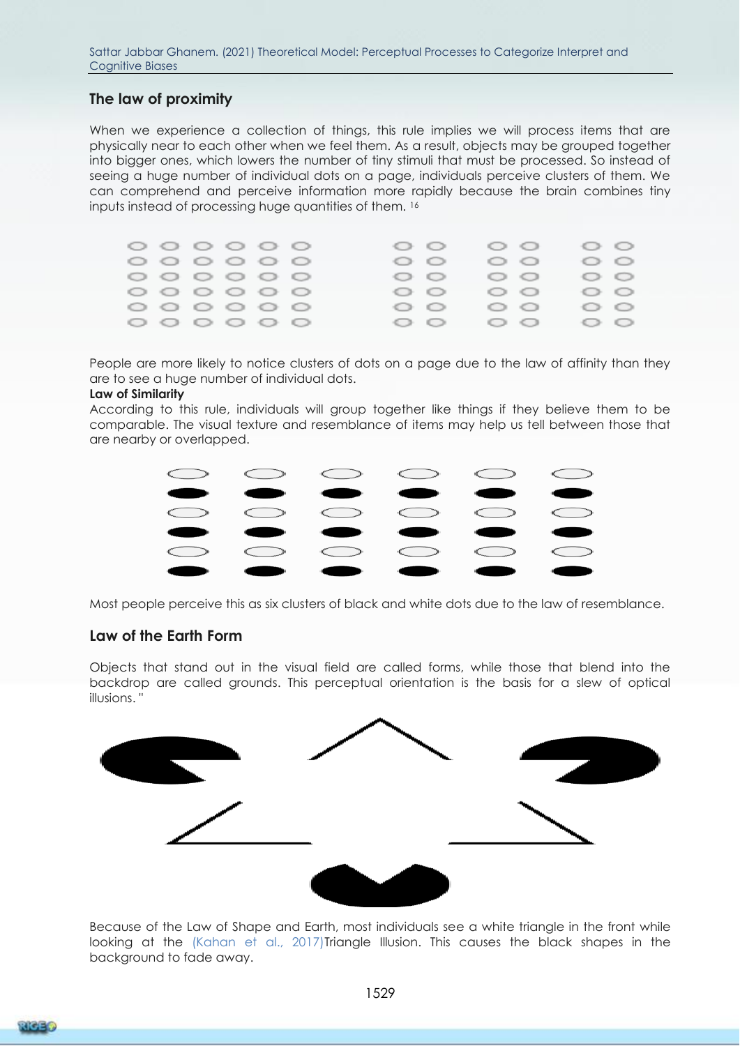## The law of proximity

When we experience a collection of things, this rule implies we will process items that are physically near to each other when we feel them. As a result, objects may be grouped together into bigger ones, which lowers the number of tiny stimuli that must be processed. So instead of seeing a huge number of individual dots on a page, individuals perceive clusters of them. We can comprehend and perceive information more rapidly because the brain combines tiny inputs instead of processing huge quantities of them. [16]

People are more likely to notice clusters of dots on a page due to the law of affinity than they are to see a huge number of individual dots.

**Law of Similarity**

According to this rule, individuals will group together like things if they believe them to be comparable. The visual texture and resemblance of items may help us tell between those that are nearby or overlapped.

Most people perceive this as six clusters of black and white dots due to the law of resemblance.

## Law of the Earth Form

Objects that stand out in the visual field are called forms, while those that blend into the backdrop are called grounds. This perceptual orientation is the basis for a slew of optical illusions. "

Because of the Law of Shape and Earth, most individuals see a white triangle in the front while looking at the (Kahan et al., 2017)Triangle Illusion. This causes the black shapes in the background to fade away.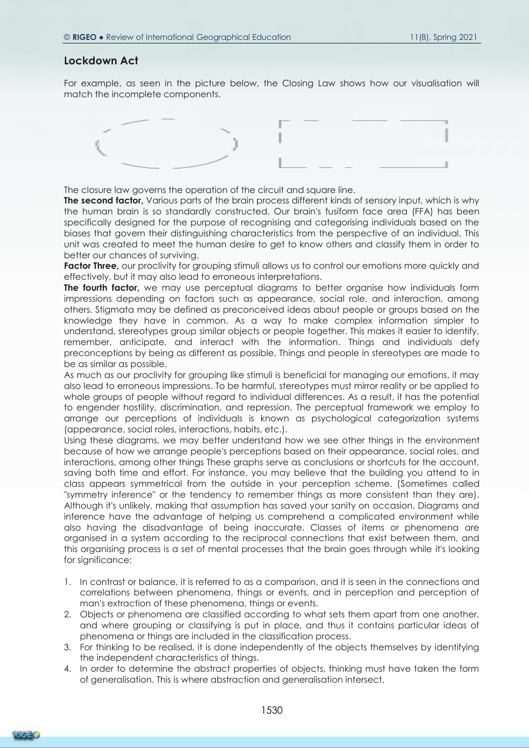## Lockdown Act

For example, as seen in the picture below, the Closing Law shows how our visualisation will match the incomplete components.

The closure law governs the operation of the circuit and square line.

**The second factor,** Various parts of the brain process different kinds of sensory input, which is why the human brain is so standardly constructed. Our brain's fusiform face area (FFA) has been specifically designed for the purpose of recognising and categorising individuals based on the biases that govern their distinguishing characteristics from the perspective of an individual. This unit was created to meet the human desire to get to know others and classify them in order to better our chances of surviving.

**Factor Three,** our proclivity for grouping stimuli allows us to control our emotions more quickly and effectively, but it may also lead to erroneous interpretations.

**The fourth factor,** we may use perceptual diagrams to better organise how individuals form impressions depending on factors such as appearance, social role, and interaction, among others. Stigmata may be defined as preconceived ideas about people or groups based on the knowledge they have in common. As a way to make complex information simpler to understand, stereotypes group similar objects or people together. This makes it easier to identify, remember, anticipate, and interact with the information. Things and individuals defy preconceptions by being as different as possible. Things and people in stereotypes are made to be as similar as possible.

As much as our proclivity for grouping like stimuli is beneficial for managing our emotions, it may also lead to erroneous impressions. To be harmful, stereotypes must mirror reality or be applied to whole groups of people without regard to individual differences. As a result, it has the potential to engender hostility, discrimination, and repression. The perceptual framework we employ to arrange our perceptions of individuals is known as psychological categorization systems (appearance, social roles, interactions, habits, etc.).

Using these diagrams, we may better understand how we see other things in the environment because of how we arrange people's perceptions based on their appearance, social roles, and interactions, among other things These graphs serve as conclusions or shortcuts for the account, saving both time and effort. For instance, you may believe that the building you attend to in class appears symmetrical from the outside in your perception scheme. (Sometimes called "symmetry inference" or the tendency to remember things as more consistent than they are). Although it's unlikely, making that assumption has saved your sanity on occasion. Diagrams and inference have the advantage of helping us comprehend a complicated environment while also having the disadvantage of being inaccurate. Classes of items or phenomena are organised in a system according to the reciprocal connections that exist between them, and this organising process is a set of mental processes that the brain goes through while it's looking for significance:

1. In contrast or balance, it is referred to as a comparison, and it is seen in the connections and correlations between phenomena, things or events, and in perception and perception of man's extraction of these phenomena, things or events.
2. Objects or phenomena are classified according to what sets them apart from one another, and where grouping or classifying is put in place, and thus it contains particular ideas of phenomena or things are included in the classification process.
3. For thinking to be realised, it is done independently of the objects themselves by identifying the independent characteristics of things.
4. In order to determine the abstract properties of objects, thinking must have taken the form of generalisation. This is where abstraction and generalisation intersect.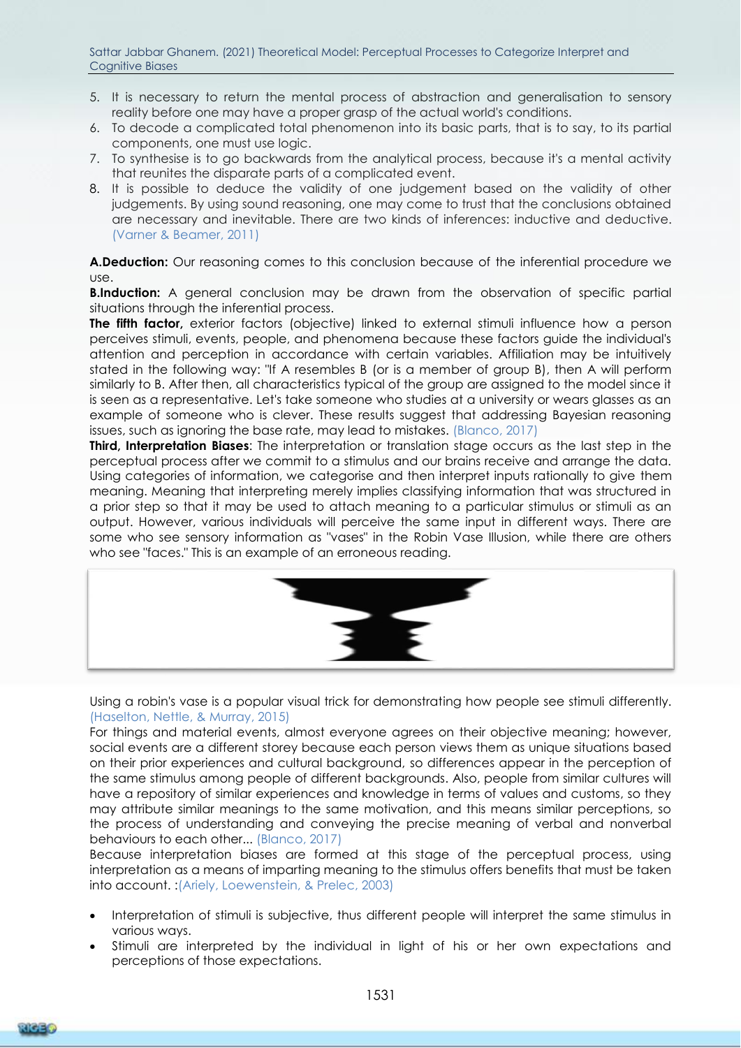5. It is necessary to return the mental process of abstraction and generalisation to sensory reality before one may have a proper grasp of the actual world's conditions.
6. To decode a complicated total phenomenon into its basic parts, that is to say, to its partial components, one must use logic.
7. To synthesise is to go backwards from the analytical process, because it's a mental activity that reunites the disparate parts of a complicated event.
8. It is possible to deduce the validity of one judgement based on the validity of other judgements. By using sound reasoning, one may come to trust that the conclusions obtained are necessary and inevitable. There are two kinds of inferences: inductive and deductive. (Varner & Beamer, 2011)

**A.Deduction:** Our reasoning comes to this conclusion because of the inferential procedure we use.

**B.Induction:** A general conclusion may be drawn from the observation of specific partial situations through the inferential process.

**The fifth factor,** exterior factors (objective) linked to external stimuli influence how a person perceives stimuli, events, people, and phenomena because these factors guide the individual's attention and perception in accordance with certain variables. Affiliation may be intuitively stated in the following way: "If A resembles B (or is a member of group B), then A will perform similarly to B. After then, all characteristics typical of the group are assigned to the model since it is seen as a representative. Let's take someone who studies at a university or wears glasses as an example of someone who is clever. These results suggest that addressing Bayesian reasoning issues, such as ignoring the base rate, may lead to mistakes. (Blanco, 2017)

**Third, Interpretation Biases**: The interpretation or translation stage occurs as the last step in the perceptual process after we commit to a stimulus and our brains receive and arrange the data. Using categories of information, we categorise and then interpret inputs rationally to give them meaning. Meaning that interpreting merely implies classifying information that was structured in a prior step so that it may be used to attach meaning to a particular stimulus or stimuli as an output. However, various individuals will perceive the same input in different ways. There are some who see sensory information as "vases" in the Robin Vase Illusion, while there are others who see "faces." This is an example of an erroneous reading.

Using a robin's vase is a popular visual trick for demonstrating how people see stimuli differently. (Haselton, Nettle, & Murray, 2015)

For things and material events, almost everyone agrees on their objective meaning; however, social events are a different storey because each person views them as unique situations based on their prior experiences and cultural background, so differences appear in the perception of the same stimulus among people of different backgrounds. Also, people from similar cultures will have a repository of similar experiences and knowledge in terms of values and customs, so they may attribute similar meanings to the same motivation, and this means similar perceptions, so the process of understanding and conveying the precise meaning of verbal and nonverbal behaviours to each other... (Blanco, 2017)

Because interpretation biases are formed at this stage of the perceptual process, using interpretation as a means of imparting meaning to the stimulus offers benefits that must be taken into account. :(Ariely, Loewenstein, & Prelec, 2003)

- Interpretation of stimuli is subjective, thus different people will interpret the same stimulus in various ways.
- Stimuli are interpreted by the individual in light of his or her own expectations and perceptions of those expectations.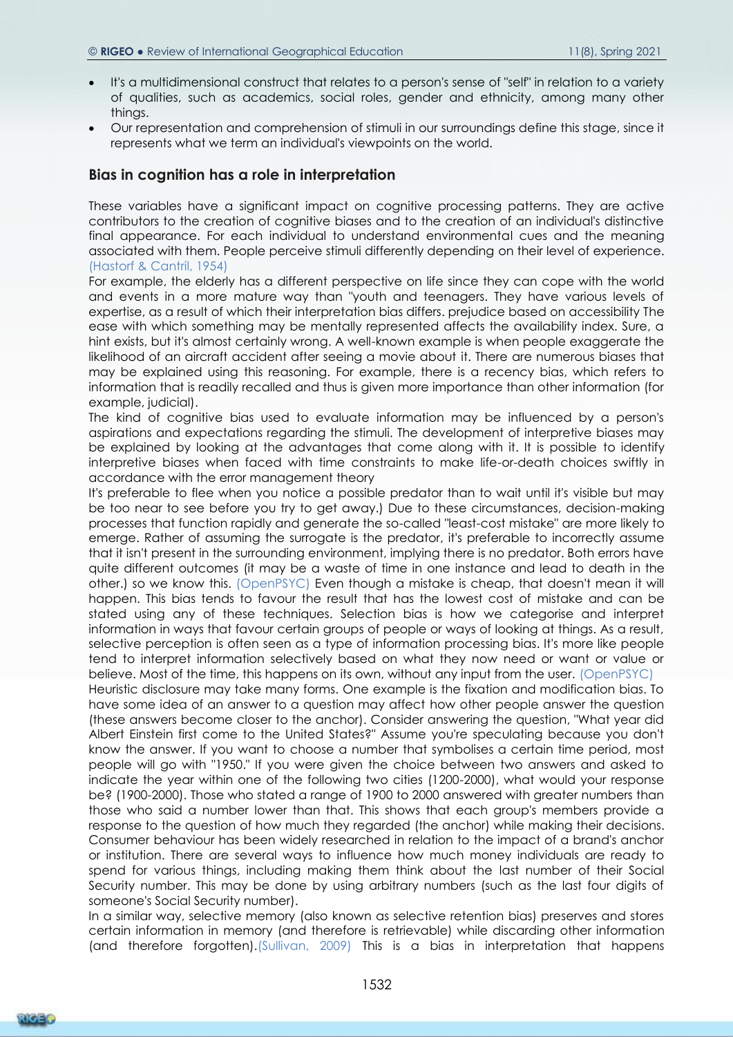- It's a multidimensional construct that relates to a person's sense of "self" in relation to a variety of qualities, such as academics, social roles, gender and ethnicity, among many other things.
- Our representation and comprehension of stimuli in our surroundings define this stage, since it represents what we term an individual's viewpoints on the world.

## Bias in cognition has a role in interpretation

These variables have a significant impact on cognitive processing patterns. They are active contributors to the creation of cognitive biases and to the creation of an individual's distinctive final appearance. For each individual to understand environmental cues and the meaning associated with them. People perceive stimuli differently depending on their level of experience. (Hastorf & Cantril, 1954)

For example, the elderly has a different perspective on life since they can cope with the world and events in a more mature way than "youth and teenagers. They have various levels of expertise, as a result of which their interpretation bias differs. prejudice based on accessibility The ease with which something may be mentally represented affects the availability index. Sure, a hint exists, but it's almost certainly wrong. A well-known example is when people exaggerate the likelihood of an aircraft accident after seeing a movie about it. There are numerous biases that may be explained using this reasoning. For example, there is a recency bias, which refers to information that is readily recalled and thus is given more importance than other information (for example, judicial).

The kind of cognitive bias used to evaluate information may be influenced by a person's aspirations and expectations regarding the stimuli. The development of interpretive biases may be explained by looking at the advantages that come along with it. It is possible to identify interpretive biases when faced with time constraints to make life-or-death choices swiftly in accordance with the error management theory

It's preferable to flee when you notice a possible predator than to wait until it's visible but may be too near to see before you try to get away.) Due to these circumstances, decision-making processes that function rapidly and generate the so-called "least-cost mistake" are more likely to emerge. Rather of assuming the surrogate is the predator, it's preferable to incorrectly assume that it isn't present in the surrounding environment, implying there is no predator. Both errors have quite different outcomes (it may be a waste of time in one instance and lead to death in the other.) so we know this. (OpenPSYC) Even though a mistake is cheap, that doesn't mean it will happen. This bias tends to favour the result that has the lowest cost of mistake and can be stated using any of these techniques. Selection bias is how we categorise and interpret information in ways that favour certain groups of people or ways of looking at things. As a result, selective perception is often seen as a type of information processing bias. It's more like people tend to interpret information selectively based on what they now need or want or value or believe. Most of the time, this happens on its own, without any input from the user. (OpenPSYC)

Heuristic disclosure may take many forms. One example is the fixation and modification bias. To have some idea of an answer to a question may affect how other people answer the question (these answers become closer to the anchor). Consider answering the question, "What year did Albert Einstein first come to the United States?" Assume you're speculating because you don't know the answer. If you want to choose a number that symbolises a certain time period, most people will go with "1950." If you were given the choice between two answers and asked to indicate the year within one of the following two cities (1200-2000), what would your response be? (1900-2000). Those who stated a range of 1900 to 2000 answered with greater numbers than those who said a number lower than that. This shows that each group's members provide a response to the question of how much they regarded (the anchor) while making their decisions. Consumer behaviour has been widely researched in relation to the impact of a brand's anchor or institution. There are several ways to influence how much money individuals are ready to spend for various things, including making them think about the last number of their Social Security number. This may be done by using arbitrary numbers (such as the last four digits of someone's Social Security number).

In a similar way, selective memory (also known as selective retention bias) preserves and stores certain information in memory (and therefore is retrievable) while discarding other information (and therefore forgotten).(Sullivan, 2009) This is a bias in interpretation that happens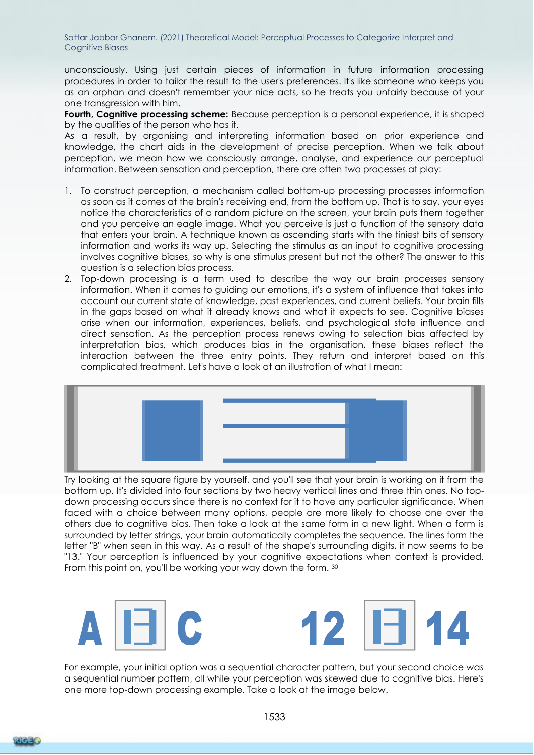unconsciously. Using just certain pieces of information in future information processing procedures in order to tailor the result to the user's preferences. It's like someone who keeps you as an orphan and doesn't remember your nice acts, so he treats you unfairly because of your one transgression with him.

**Fourth, Cognitive processing scheme:** Because perception is a personal experience, it is shaped by the qualities of the person who has it.

As a result, by organising and interpreting information based on prior experience and knowledge, the chart aids in the development of precise perception. When we talk about perception, we mean how we consciously arrange, analyse, and experience our perceptual information. Between sensation and perception, there are often two processes at play:

1. To construct perception, a mechanism called bottom-up processing processes information as soon as it comes at the brain's receiving end, from the bottom up. That is to say, your eyes notice the characteristics of a random picture on the screen, your brain puts them together and you perceive an eagle image. What you perceive is just a function of the sensory data that enters your brain. A technique known as ascending starts with the tiniest bits of sensory information and works its way up. Selecting the stimulus as an input to cognitive processing involves cognitive biases, so why is one stimulus present but not the other? The answer to this question is a selection bias process.
2. Top-down processing is a term used to describe the way our brain processes sensory information. When it comes to guiding our emotions, it's a system of influence that takes into account our current state of knowledge, past experiences, and current beliefs. Your brain fills in the gaps based on what it already knows and what it expects to see. Cognitive biases arise when our information, experiences, beliefs, and psychological state influence and direct sensation. As the perception process renews owing to selection bias affected by interpretation bias, which produces bias in the organisation, these biases reflect the interaction between the three entry points. They return and interpret based on this complicated treatment. Let's have a look at an illustration of what I mean:

Try looking at the square figure by yourself, and you'll see that your brain is working on it from the bottom up. It's divided into four sections by two heavy vertical lines and three thin ones. No top-down processing occurs since there is no context for it to have any particular significance. When faced with a choice between many options, people are more likely to choose one over the others due to cognitive bias. Then take a look at the same form in a new light. When a form is surrounded by letter strings, your brain automatically completes the sequence. The lines form the letter "B" when seen in this way. As a result of the shape's surrounding digits, it now seems to be "13." Your perception is influenced by your cognitive expectations when context is provided. From this point on, you'll be working your way down the form. [30]

For example, your initial option was a sequential character pattern, but your second choice was a sequential number pattern, all while your perception was skewed due to cognitive bias. Here's one more top-down processing example. Take a look at the image below.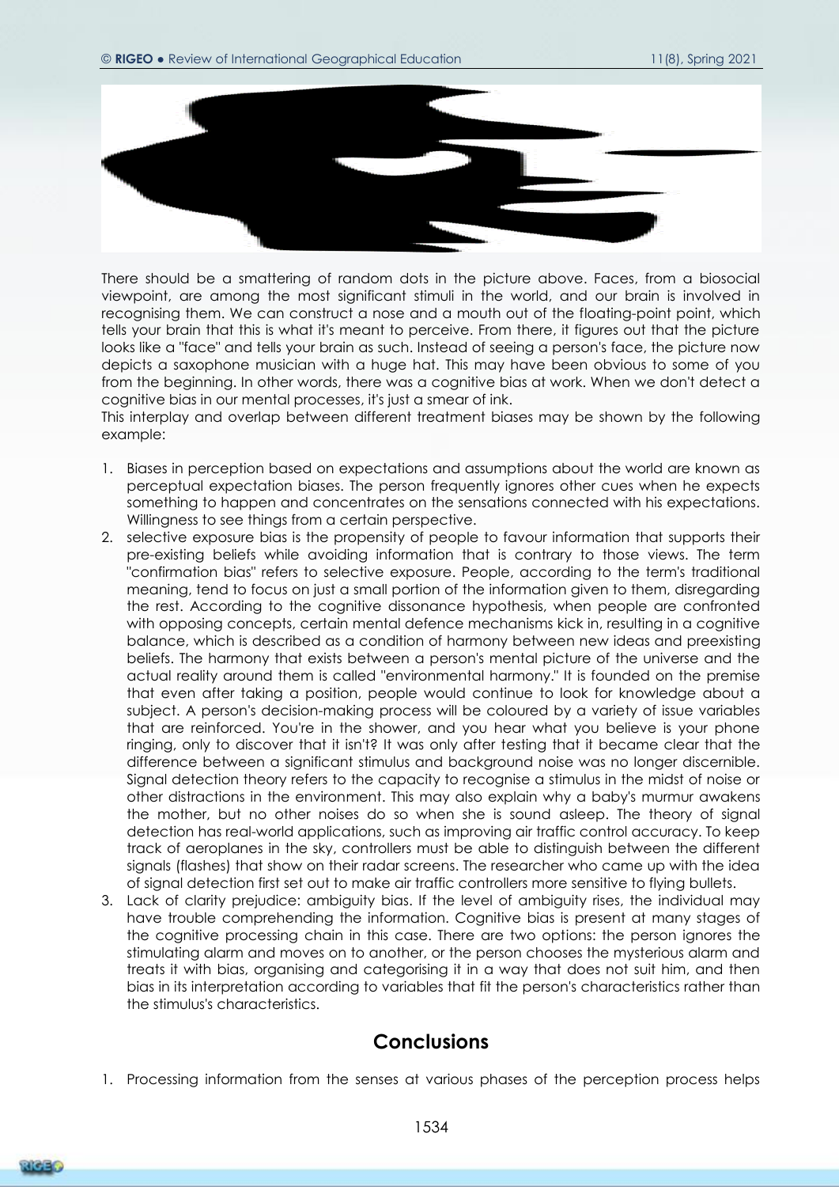There should be a smattering of random dots in the picture above. Faces, from a biosocial viewpoint, are among the most significant stimuli in the world, and our brain is involved in recognising them. We can construct a nose and a mouth out of the floating-point point, which tells your brain that this is what it's meant to perceive. From there, it figures out that the picture looks like a "face" and tells your brain as such. Instead of seeing a person's face, the picture now depicts a saxophone musician with a huge hat. This may have been obvious to some of you from the beginning. In other words, there was a cognitive bias at work. When we don't detect a cognitive bias in our mental processes, it's just a smear of ink.

This interplay and overlap between different treatment biases may be shown by the following example:

1. Biases in perception based on expectations and assumptions about the world are known as perceptual expectation biases. The person frequently ignores other cues when he expects something to happen and concentrates on the sensations connected with his expectations. Willingness to see things from a certain perspective.
2. selective exposure bias is the propensity of people to favour information that supports their pre-existing beliefs while avoiding information that is contrary to those views. The term "confirmation bias" refers to selective exposure. People, according to the term's traditional meaning, tend to focus on just a small portion of the information given to them, disregarding the rest. According to the cognitive dissonance hypothesis, when people are confronted with opposing concepts, certain mental defence mechanisms kick in, resulting in a cognitive balance, which is described as a condition of harmony between new ideas and preexisting beliefs. The harmony that exists between a person's mental picture of the universe and the actual reality around them is called "environmental harmony." It is founded on the premise that even after taking a position, people would continue to look for knowledge about a subject. A person's decision-making process will be coloured by a variety of issue variables that are reinforced. You're in the shower, and you hear what you believe is your phone ringing, only to discover that it isn't? It was only after testing that it became clear that the difference between a significant stimulus and background noise was no longer discernible. Signal detection theory refers to the capacity to recognise a stimulus in the midst of noise or other distractions in the environment. This may also explain why a baby's murmur awakens the mother, but no other noises do so when she is sound asleep. The theory of signal detection has real-world applications, such as improving air traffic control accuracy. To keep track of aeroplanes in the sky, controllers must be able to distinguish between the different signals (flashes) that show on their radar screens. The researcher who came up with the idea of signal detection first set out to make air traffic controllers more sensitive to flying bullets.
3. Lack of clarity prejudice: ambiguity bias. If the level of ambiguity rises, the individual may have trouble comprehending the information. Cognitive bias is present at many stages of the cognitive processing chain in this case. There are two options: the person ignores the stimulating alarm and moves on to another, or the person chooses the mysterious alarm and treats it with bias, organising and categorising it in a way that does not suit him, and then bias in its interpretation according to variables that fit the person's characteristics rather than the stimulus's characteristics.

## Conclusions

1. Processing information from the senses at various phases of the perception process helps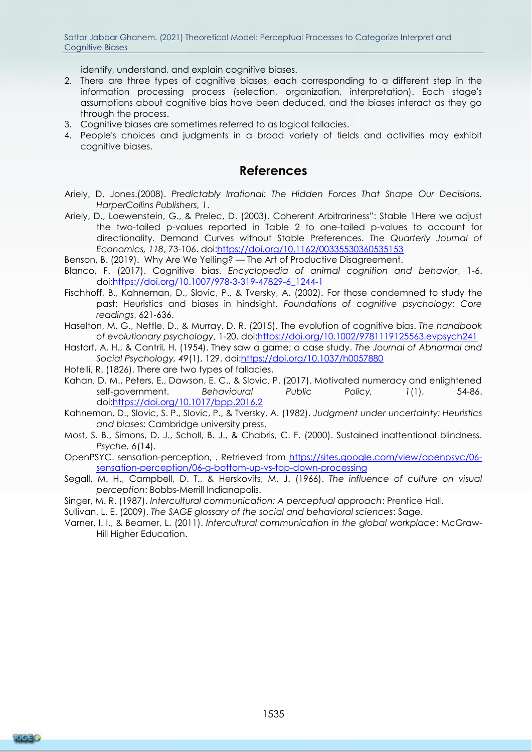identify, understand, and explain cognitive biases.

2. There are three types of cognitive biases, each corresponding to a different step in the information processing process (selection, organization, interpretation). Each stage's assumptions about cognitive bias have been deduced, and the biases interact as they go through the process.
3. Cognitive biases are sometimes referred to as logical fallacies.
4. People's choices and judgments in a broad variety of fields and activities may exhibit cognitive biases.

## References

Ariely, D. Jones.(2008). *Predictably Irrational: The Hidden Forces That Shape Our Decisions. HarperCollins Publishers, 1*.

Ariely, D., Loewenstein, G., & Prelec, D. (2003). Coherent Arbitrariness": Stable 1Here we adjust the two-tailed p-values reported in Table 2 to one-tailed p-values to account for directionality. Demand Curves without Stable Preferences. *The Quarterly Journal of Economics, 118*, 73-106. doi:https://doi.org/10.1162/00335530360535153

Benson, B. (2019). Why Are We Yelling? — The Art of Productive Disagreement.

Blanco, F. (2017). Cognitive bias. *Encyclopedia of animal cognition and behavior*, 1-6. doi:https://doi.org/10.1007/978-3-319-47829-6_1244-1

Fischhoff, B., Kahneman, D., Slovic, P., & Tversky, A. (2002). For those condemned to study the past: Heuristics and biases in hindsight. *Foundations of cognitive psychology: Core readings*, 621-636.

Haselton, M. G., Nettle, D., & Murray, D. R. (2015). The evolution of cognitive bias. *The handbook of evolutionary psychology*, 1-20. doi:https://doi.org/10.1002/9781119125563.evpsych241

Hastorf, A. H., & Cantril, H. (1954). They saw a game; a case study. *The Journal of Abnormal and Social Psychology, 49*(1), 129. doi:https://doi.org/10.1037/h0057880

Hotelli, R. (1826). There are two types of fallacies.

Kahan, D. M., Peters, E., Dawson, E. C., & Slovic, P. (2017). Motivated numeracy and enlightened self-government. *Behavioural Public Policy, 1*(1), 54-86. doi:https://doi.org/10.1017/bpp.2016.2

Kahneman, D., Slovic, S. P., Slovic, P., & Tversky, A. (1982). *Judgment under uncertainty: Heuristics and biases*: Cambridge university press.

Most, S. B., Simons, D. J., Scholl, B. J., & Chabris, C. F. (2000). Sustained inattentional blindness. *Psyche, 6*(14).

OpenPSYC. sensation-perception, . Retrieved from https://sites.google.com/view/openpsyc/06-sensation-perception/06-g-bottom-up-vs-top-down-processing

Segall, M. H., Campbell, D. T., & Herskovits, M. J. (1966). *The influence of culture on visual perception*: Bobbs-Merrill Indianapolis.

Singer, M. R. (1987). *Intercultural communication: A perceptual approach*: Prentice Hall.

Sullivan, L. E. (2009). *The SAGE glossary of the social and behavioral sciences*: Sage.

Varner, I. I., & Beamer, L. (2011). *Intercultural communication in the global workplace*: McGraw-Hill Higher Education.